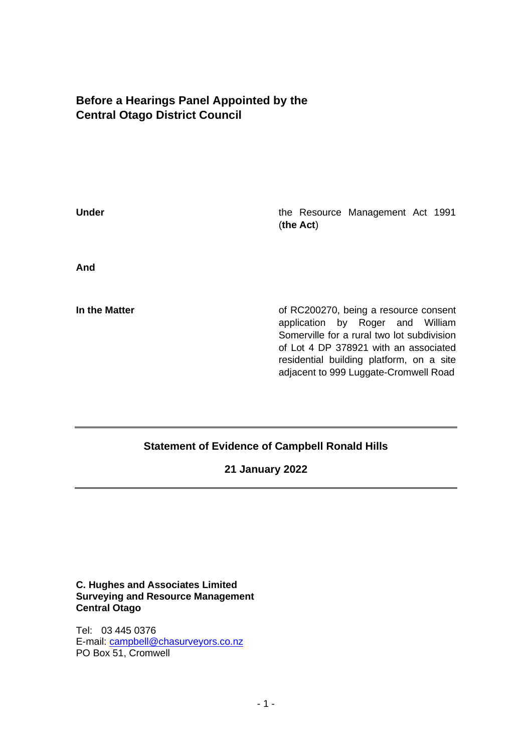## Before a Hearings Panel Appointed by the Central Otago District Council

| | |
|---|---|
| **Under** | the Resource Management Act 1991 (**the Act**) |
| **And** | |
| **In the Matter** | of RC200270, being a resource consent application by Roger and William Somerville for a rural two lot subdivision of Lot 4 DP 378921 with an associated residential building platform, on a site adjacent to 999 Luggate-Cromwell Road |

---

**Statement of Evidence of Campbell Ronald Hills**

**21 January 2022**

---

**C. Hughes and Associates Limited**
**Surveying and Resource Management**
**Central Otago**

Tel: 03 445 0376
E-mail: campbell@chasurveyors.co.nz
PO Box 51, Cromwell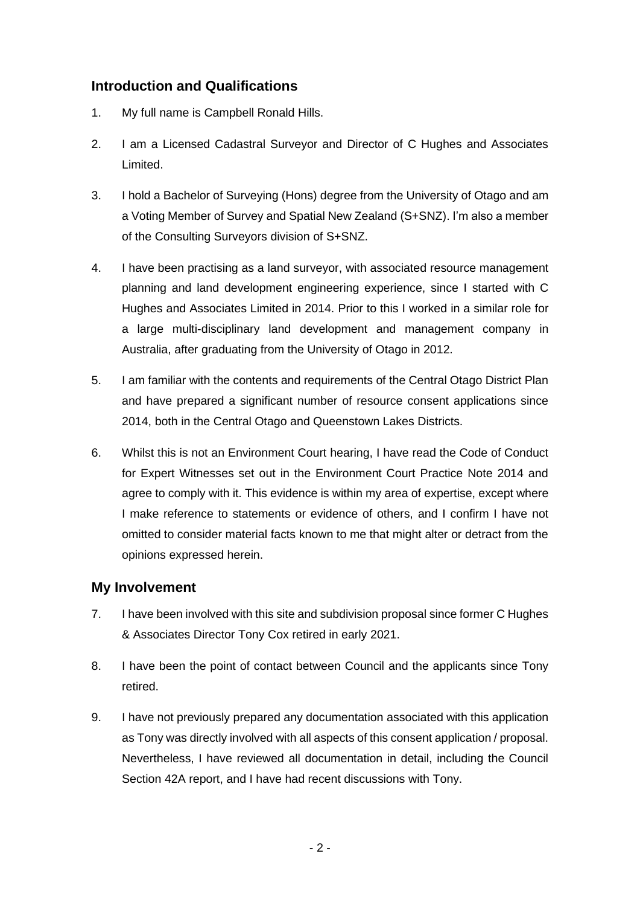## Introduction and Qualifications

1. My full name is Campbell Ronald Hills.

2. I am a Licensed Cadastral Surveyor and Director of C Hughes and Associates Limited.

3. I hold a Bachelor of Surveying (Hons) degree from the University of Otago and am a Voting Member of Survey and Spatial New Zealand (S+SNZ). I'm also a member of the Consulting Surveyors division of S+SNZ.

4. I have been practising as a land surveyor, with associated resource management planning and land development engineering experience, since I started with C Hughes and Associates Limited in 2014. Prior to this I worked in a similar role for a large multi-disciplinary land development and management company in Australia, after graduating from the University of Otago in 2012.

5. I am familiar with the contents and requirements of the Central Otago District Plan and have prepared a significant number of resource consent applications since 2014, both in the Central Otago and Queenstown Lakes Districts.

6. Whilst this is not an Environment Court hearing, I have read the Code of Conduct for Expert Witnesses set out in the Environment Court Practice Note 2014 and agree to comply with it. This evidence is within my area of expertise, except where I make reference to statements or evidence of others, and I confirm I have not omitted to consider material facts known to me that might alter or detract from the opinions expressed herein.

## My Involvement

7. I have been involved with this site and subdivision proposal since former C Hughes & Associates Director Tony Cox retired in early 2021.

8. I have been the point of contact between Council and the applicants since Tony retired.

9. I have not previously prepared any documentation associated with this application as Tony was directly involved with all aspects of this consent application / proposal. Nevertheless, I have reviewed all documentation in detail, including the Council Section 42A report, and I have had recent discussions with Tony.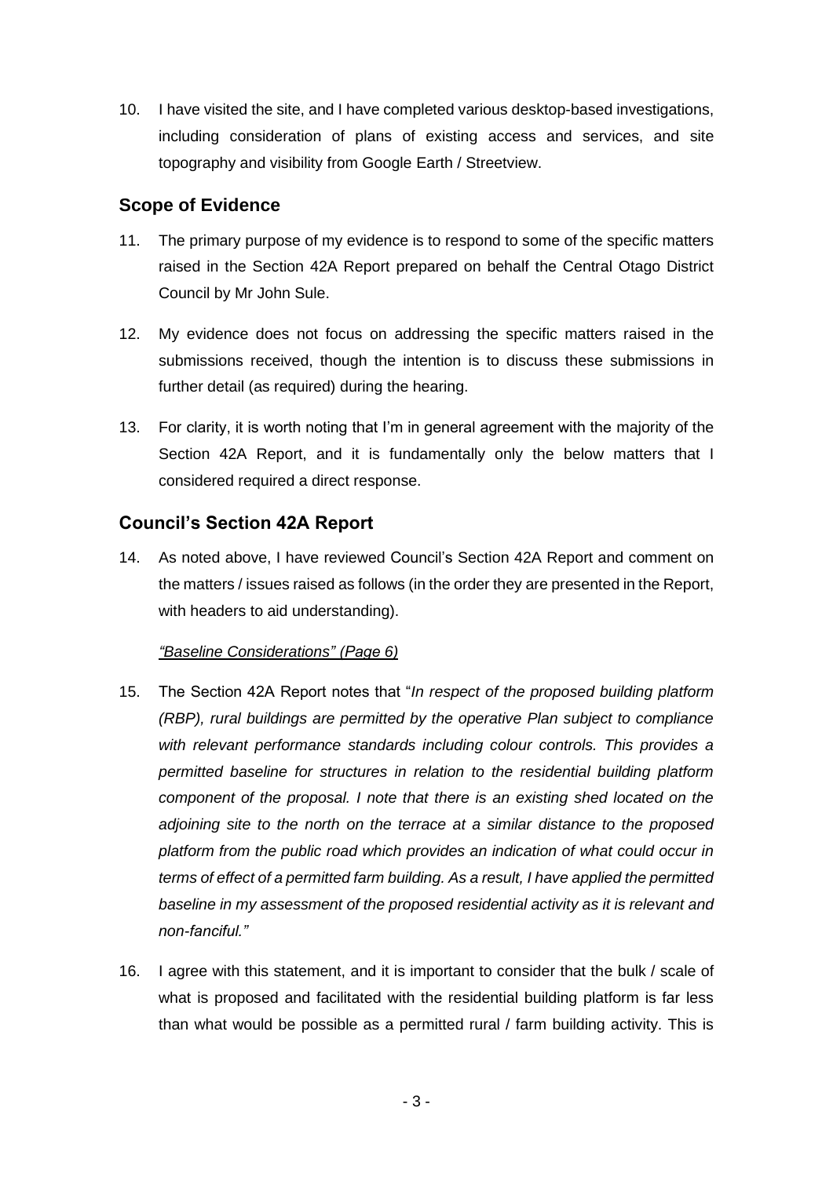10. I have visited the site, and I have completed various desktop-based investigations, including consideration of plans of existing access and services, and site topography and visibility from Google Earth / Streetview.

## Scope of Evidence

11. The primary purpose of my evidence is to respond to some of the specific matters raised in the Section 42A Report prepared on behalf the Central Otago District Council by Mr John Sule.

12. My evidence does not focus on addressing the specific matters raised in the submissions received, though the intention is to discuss these submissions in further detail (as required) during the hearing.

13. For clarity, it is worth noting that I'm in general agreement with the majority of the Section 42A Report, and it is fundamentally only the below matters that I considered required a direct response.

## Council's Section 42A Report

14. As noted above, I have reviewed Council's Section 42A Report and comment on the matters / issues raised as follows (in the order they are presented in the Report, with headers to aid understanding).

<u>*"Baseline Considerations" (Page 6)*</u>

15. The Section 42A Report notes that "*In respect of the proposed building platform (RBP), rural buildings are permitted by the operative Plan subject to compliance with relevant performance standards including colour controls. This provides a permitted baseline for structures in relation to the residential building platform component of the proposal. I note that there is an existing shed located on the adjoining site to the north on the terrace at a similar distance to the proposed platform from the public road which provides an indication of what could occur in terms of effect of a permitted farm building. As a result, I have applied the permitted baseline in my assessment of the proposed residential activity as it is relevant and non-fanciful.*"

16. I agree with this statement, and it is important to consider that the bulk / scale of what is proposed and facilitated with the residential building platform is far less than what would be possible as a permitted rural / farm building activity. This is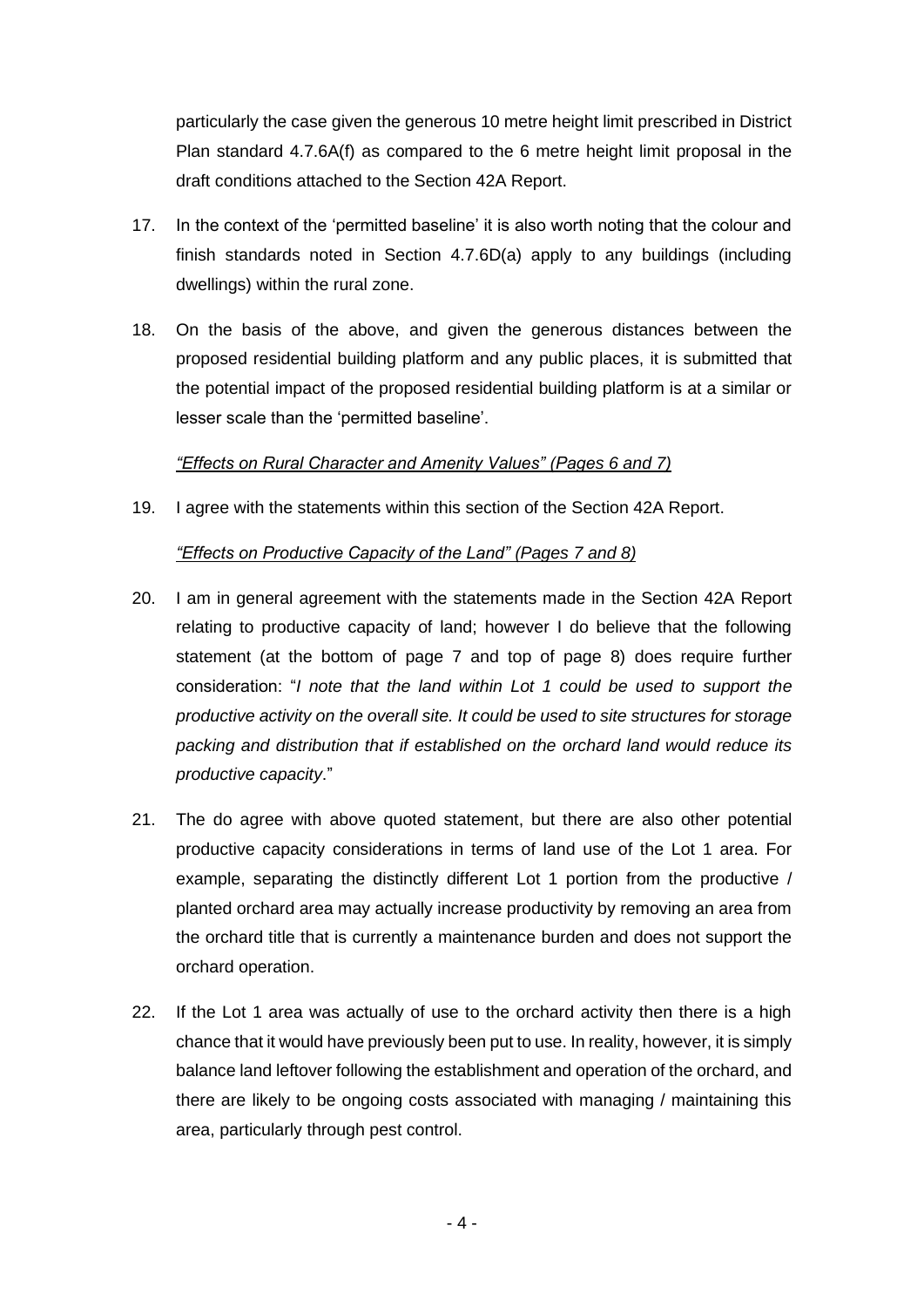particularly the case given the generous 10 metre height limit prescribed in District Plan standard 4.7.6A(f) as compared to the 6 metre height limit proposal in the draft conditions attached to the Section 42A Report.

17. In the context of the 'permitted baseline' it is also worth noting that the colour and finish standards noted in Section 4.7.6D(a) apply to any buildings (including dwellings) within the rural zone.

18. On the basis of the above, and given the generous distances between the proposed residential building platform and any public places, it is submitted that the potential impact of the proposed residential building platform is at a similar or lesser scale than the 'permitted baseline'.

*"Effects on Rural Character and Amenity Values" (Pages 6 and 7)*

19. I agree with the statements within this section of the Section 42A Report.

*"Effects on Productive Capacity of the Land" (Pages 7 and 8)*

20. I am in general agreement with the statements made in the Section 42A Report relating to productive capacity of land; however I do believe that the following statement (at the bottom of page 7 and top of page 8) does require further consideration: "*I note that the land within Lot 1 could be used to support the productive activity on the overall site. It could be used to site structures for storage packing and distribution that if established on the orchard land would reduce its productive capacity*."

21. The do agree with above quoted statement, but there are also other potential productive capacity considerations in terms of land use of the Lot 1 area. For example, separating the distinctly different Lot 1 portion from the productive / planted orchard area may actually increase productivity by removing an area from the orchard title that is currently a maintenance burden and does not support the orchard operation.

22. If the Lot 1 area was actually of use to the orchard activity then there is a high chance that it would have previously been put to use. In reality, however, it is simply balance land leftover following the establishment and operation of the orchard, and there are likely to be ongoing costs associated with managing / maintaining this area, particularly through pest control.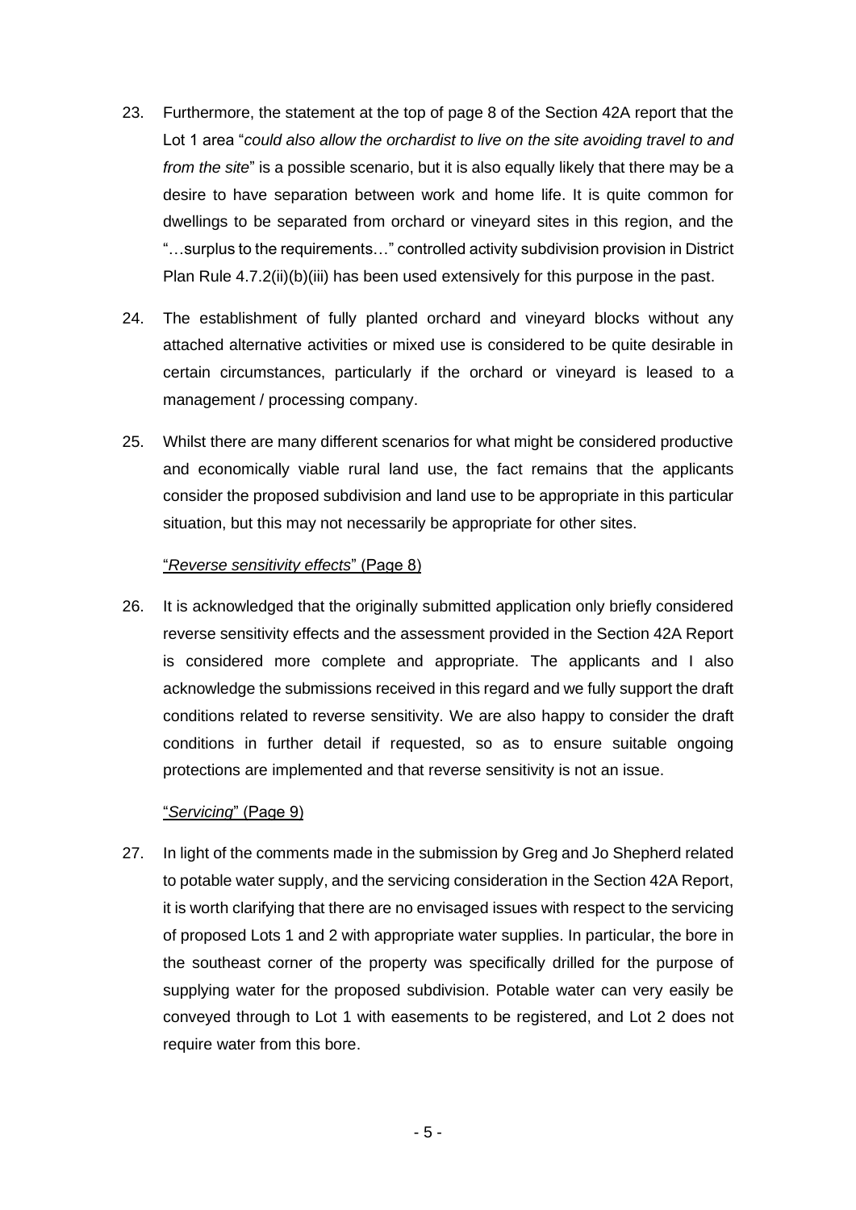23. Furthermore, the statement at the top of page 8 of the Section 42A report that the Lot 1 area "*could also allow the orchardist to live on the site avoiding travel to and from the site*" is a possible scenario, but it is also equally likely that there may be a desire to have separation between work and home life. It is quite common for dwellings to be separated from orchard or vineyard sites in this region, and the "…surplus to the requirements…" controlled activity subdivision provision in District Plan Rule 4.7.2(ii)(b)(iii) has been used extensively for this purpose in the past.

24. The establishment of fully planted orchard and vineyard blocks without any attached alternative activities or mixed use is considered to be quite desirable in certain circumstances, particularly if the orchard or vineyard is leased to a management / processing company.

25. Whilst there are many different scenarios for what might be considered productive and economically viable rural land use, the fact remains that the applicants consider the proposed subdivision and land use to be appropriate in this particular situation, but this may not necessarily be appropriate for other sites.

"*Reverse sensitivity effects*" (Page 8)

26. It is acknowledged that the originally submitted application only briefly considered reverse sensitivity effects and the assessment provided in the Section 42A Report is considered more complete and appropriate. The applicants and I also acknowledge the submissions received in this regard and we fully support the draft conditions related to reverse sensitivity. We are also happy to consider the draft conditions in further detail if requested, so as to ensure suitable ongoing protections are implemented and that reverse sensitivity is not an issue.

"*Servicing*" (Page 9)

27. In light of the comments made in the submission by Greg and Jo Shepherd related to potable water supply, and the servicing consideration in the Section 42A Report, it is worth clarifying that there are no envisaged issues with respect to the servicing of proposed Lots 1 and 2 with appropriate water supplies. In particular, the bore in the southeast corner of the property was specifically drilled for the purpose of supplying water for the proposed subdivision. Potable water can very easily be conveyed through to Lot 1 with easements to be registered, and Lot 2 does not require water from this bore.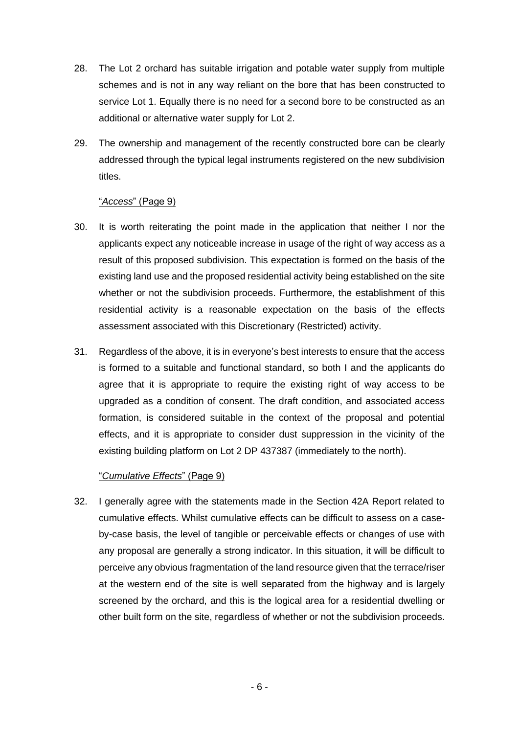28. The Lot 2 orchard has suitable irrigation and potable water supply from multiple schemes and is not in any way reliant on the bore that has been constructed to service Lot 1. Equally there is no need for a second bore to be constructed as an additional or alternative water supply for Lot 2.

29. The ownership and management of the recently constructed bore can be clearly addressed through the typical legal instruments registered on the new subdivision titles.

<u>"*Access*" (Page 9)</u>

30. It is worth reiterating the point made in the application that neither I nor the applicants expect any noticeable increase in usage of the right of way access as a result of this proposed subdivision. This expectation is formed on the basis of the existing land use and the proposed residential activity being established on the site whether or not the subdivision proceeds. Furthermore, the establishment of this residential activity is a reasonable expectation on the basis of the effects assessment associated with this Discretionary (Restricted) activity.

31. Regardless of the above, it is in everyone's best interests to ensure that the access is formed to a suitable and functional standard, so both I and the applicants do agree that it is appropriate to require the existing right of way access to be upgraded as a condition of consent. The draft condition, and associated access formation, is considered suitable in the context of the proposal and potential effects, and it is appropriate to consider dust suppression in the vicinity of the existing building platform on Lot 2 DP 437387 (immediately to the north).

<u>"*Cumulative Effects*" (Page 9)</u>

32. I generally agree with the statements made in the Section 42A Report related to cumulative effects. Whilst cumulative effects can be difficult to assess on a case-by-case basis, the level of tangible or perceivable effects or changes of use with any proposal are generally a strong indicator. In this situation, it will be difficult to perceive any obvious fragmentation of the land resource given that the terrace/riser at the western end of the site is well separated from the highway and is largely screened by the orchard, and this is the logical area for a residential dwelling or other built form on the site, regardless of whether or not the subdivision proceeds.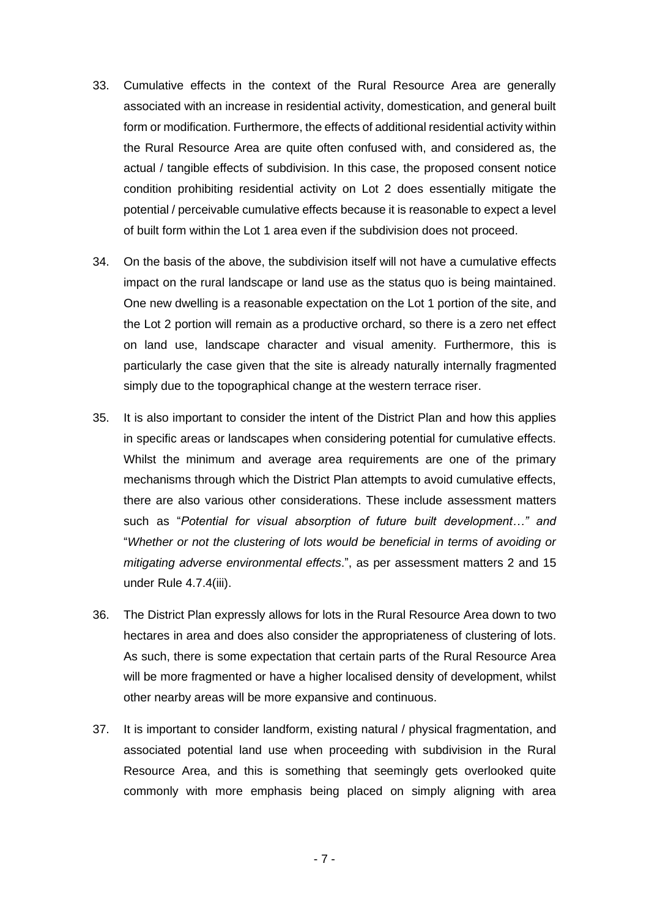33. Cumulative effects in the context of the Rural Resource Area are generally associated with an increase in residential activity, domestication, and general built form or modification. Furthermore, the effects of additional residential activity within the Rural Resource Area are quite often confused with, and considered as, the actual / tangible effects of subdivision. In this case, the proposed consent notice condition prohibiting residential activity on Lot 2 does essentially mitigate the potential / perceivable cumulative effects because it is reasonable to expect a level of built form within the Lot 1 area even if the subdivision does not proceed.

34. On the basis of the above, the subdivision itself will not have a cumulative effects impact on the rural landscape or land use as the status quo is being maintained. One new dwelling is a reasonable expectation on the Lot 1 portion of the site, and the Lot 2 portion will remain as a productive orchard, so there is a zero net effect on land use, landscape character and visual amenity. Furthermore, this is particularly the case given that the site is already naturally internally fragmented simply due to the topographical change at the western terrace riser.

35. It is also important to consider the intent of the District Plan and how this applies in specific areas or landscapes when considering potential for cumulative effects. Whilst the minimum and average area requirements are one of the primary mechanisms through which the District Plan attempts to avoid cumulative effects, there are also various other considerations. These include assessment matters such as "*Potential for visual absorption of future built development…" and* "*Whether or not the clustering of lots would be beneficial in terms of avoiding or mitigating adverse environmental effects*.", as per assessment matters 2 and 15 under Rule 4.7.4(iii).

36. The District Plan expressly allows for lots in the Rural Resource Area down to two hectares in area and does also consider the appropriateness of clustering of lots. As such, there is some expectation that certain parts of the Rural Resource Area will be more fragmented or have a higher localised density of development, whilst other nearby areas will be more expansive and continuous.

37. It is important to consider landform, existing natural / physical fragmentation, and associated potential land use when proceeding with subdivision in the Rural Resource Area, and this is something that seemingly gets overlooked quite commonly with more emphasis being placed on simply aligning with area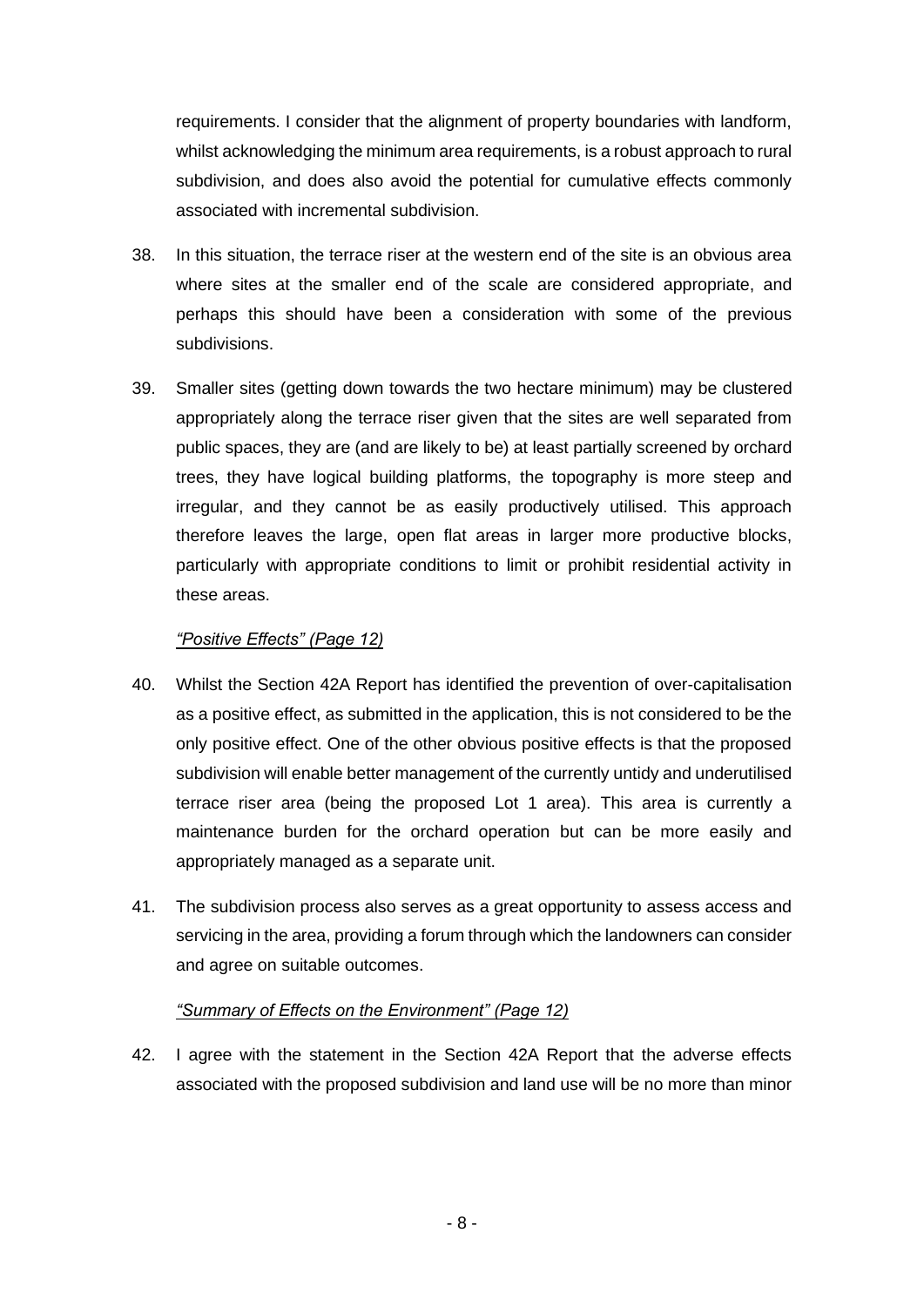requirements. I consider that the alignment of property boundaries with landform, whilst acknowledging the minimum area requirements, is a robust approach to rural subdivision, and does also avoid the potential for cumulative effects commonly associated with incremental subdivision.

38. In this situation, the terrace riser at the western end of the site is an obvious area where sites at the smaller end of the scale are considered appropriate, and perhaps this should have been a consideration with some of the previous subdivisions.

39. Smaller sites (getting down towards the two hectare minimum) may be clustered appropriately along the terrace riser given that the sites are well separated from public spaces, they are (and are likely to be) at least partially screened by orchard trees, they have logical building platforms, the topography is more steep and irregular, and they cannot be as easily productively utilised. This approach therefore leaves the large, open flat areas in larger more productive blocks, particularly with appropriate conditions to limit or prohibit residential activity in these areas.

*"Positive Effects" (Page 12)*

40. Whilst the Section 42A Report has identified the prevention of over-capitalisation as a positive effect, as submitted in the application, this is not considered to be the only positive effect. One of the other obvious positive effects is that the proposed subdivision will enable better management of the currently untidy and underutilised terrace riser area (being the proposed Lot 1 area). This area is currently a maintenance burden for the orchard operation but can be more easily and appropriately managed as a separate unit.

41. The subdivision process also serves as a great opportunity to assess access and servicing in the area, providing a forum through which the landowners can consider and agree on suitable outcomes.

*"Summary of Effects on the Environment" (Page 12)*

42. I agree with the statement in the Section 42A Report that the adverse effects associated with the proposed subdivision and land use will be no more than minor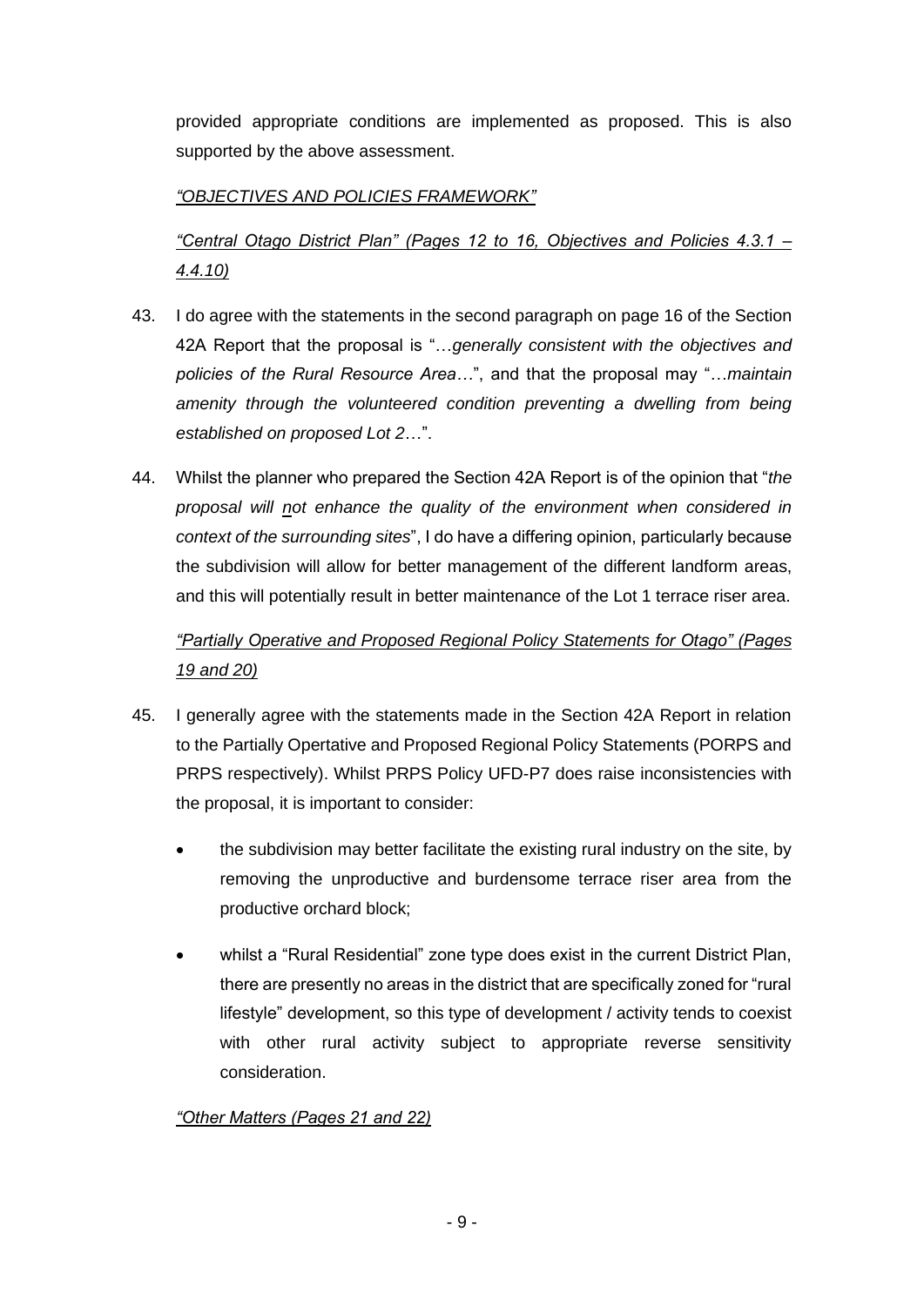provided appropriate conditions are implemented as proposed. This is also supported by the above assessment.

*"OBJECTIVES AND POLICIES FRAMEWORK"*

*"Central Otago District Plan" (Pages 12 to 16, Objectives and Policies 4.3.1 – 4.4.10)*

43. I do agree with the statements in the second paragraph on page 16 of the Section 42A Report that the proposal is "…*generally consistent with the objectives and policies of the Rural Resource Area*…", and that the proposal may "…*maintain amenity through the volunteered condition preventing a dwelling from being established on proposed Lot 2*…".

44. Whilst the planner who prepared the Section 42A Report is of the opinion that "*the proposal will not enhance the quality of the environment when considered in context of the surrounding sites*", I do have a differing opinion, particularly because the subdivision will allow for better management of the different landform areas, and this will potentially result in better maintenance of the Lot 1 terrace riser area.

*"Partially Operative and Proposed Regional Policy Statements for Otago" (Pages 19 and 20)*

45. I generally agree with the statements made in the Section 42A Report in relation to the Partially Opertative and Proposed Regional Policy Statements (PORPS and PRPS respectively). Whilst PRPS Policy UFD-P7 does raise inconsistencies with the proposal, it is important to consider:

    - the subdivision may better facilitate the existing rural industry on the site, by removing the unproductive and burdensome terrace riser area from the productive orchard block;
    - whilst a "Rural Residential" zone type does exist in the current District Plan, there are presently no areas in the district that are specifically zoned for "rural lifestyle" development, so this type of development / activity tends to coexist with other rural activity subject to appropriate reverse sensitivity consideration.

*"Other Matters (Pages 21 and 22)*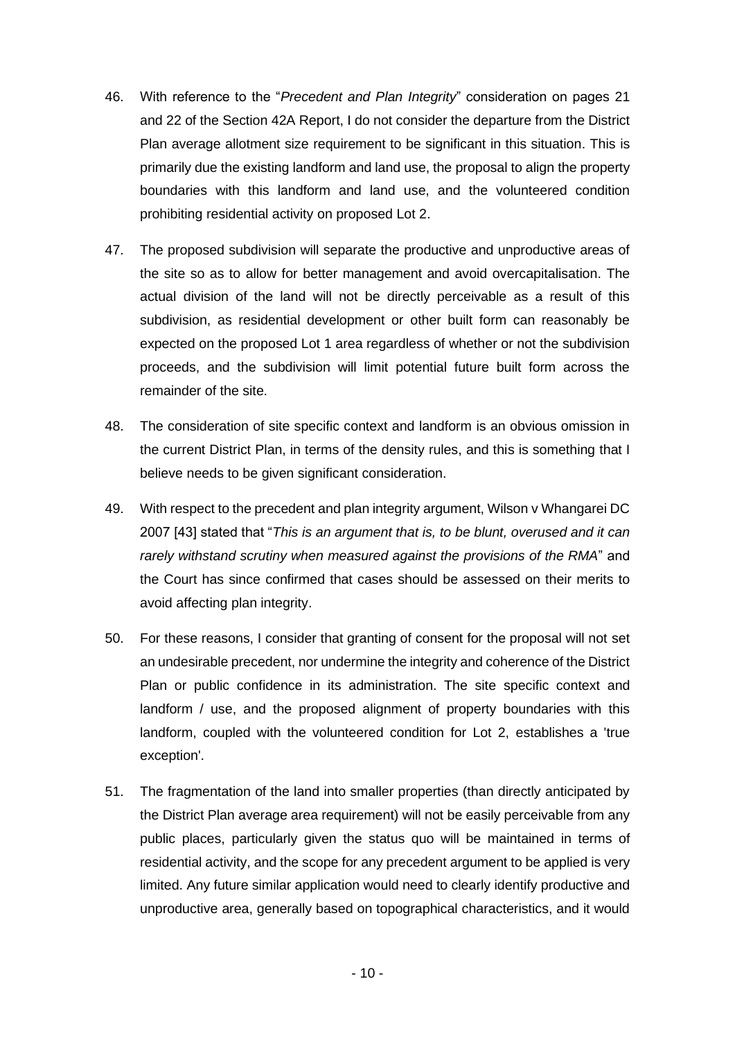46. With reference to the "*Precedent and Plan Integrity*" consideration on pages 21 and 22 of the Section 42A Report, I do not consider the departure from the District Plan average allotment size requirement to be significant in this situation. This is primarily due the existing landform and land use, the proposal to align the property boundaries with this landform and land use, and the volunteered condition prohibiting residential activity on proposed Lot 2.

47. The proposed subdivision will separate the productive and unproductive areas of the site so as to allow for better management and avoid overcapitalisation. The actual division of the land will not be directly perceivable as a result of this subdivision, as residential development or other built form can reasonably be expected on the proposed Lot 1 area regardless of whether or not the subdivision proceeds, and the subdivision will limit potential future built form across the remainder of the site.

48. The consideration of site specific context and landform is an obvious omission in the current District Plan, in terms of the density rules, and this is something that I believe needs to be given significant consideration.

49. With respect to the precedent and plan integrity argument, Wilson v Whangarei DC 2007 [43] stated that "*This is an argument that is, to be blunt, overused and it can rarely withstand scrutiny when measured against the provisions of the RMA*" and the Court has since confirmed that cases should be assessed on their merits to avoid affecting plan integrity.

50. For these reasons, I consider that granting of consent for the proposal will not set an undesirable precedent, nor undermine the integrity and coherence of the District Plan or public confidence in its administration. The site specific context and landform / use, and the proposed alignment of property boundaries with this landform, coupled with the volunteered condition for Lot 2, establishes a 'true exception'.

51. The fragmentation of the land into smaller properties (than directly anticipated by the District Plan average area requirement) will not be easily perceivable from any public places, particularly given the status quo will be maintained in terms of residential activity, and the scope for any precedent argument to be applied is very limited. Any future similar application would need to clearly identify productive and unproductive area, generally based on topographical characteristics, and it would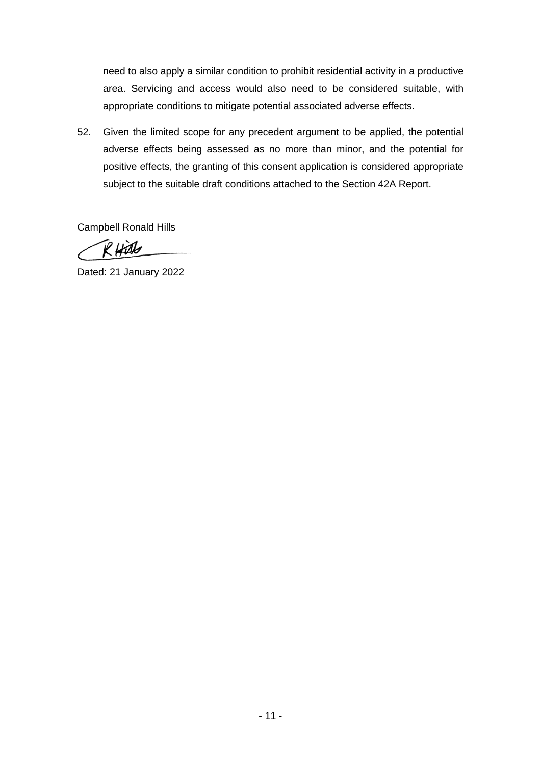need to also apply a similar condition to prohibit residential activity in a productive area. Servicing and access would also need to be considered suitable, with appropriate conditions to mitigate potential associated adverse effects.

52. Given the limited scope for any precedent argument to be applied, the potential adverse effects being assessed as no more than minor, and the potential for positive effects, the granting of this consent application is considered appropriate subject to the suitable draft conditions attached to the Section 42A Report.

Campbell Ronald Hills

Dated: 21 January 2022